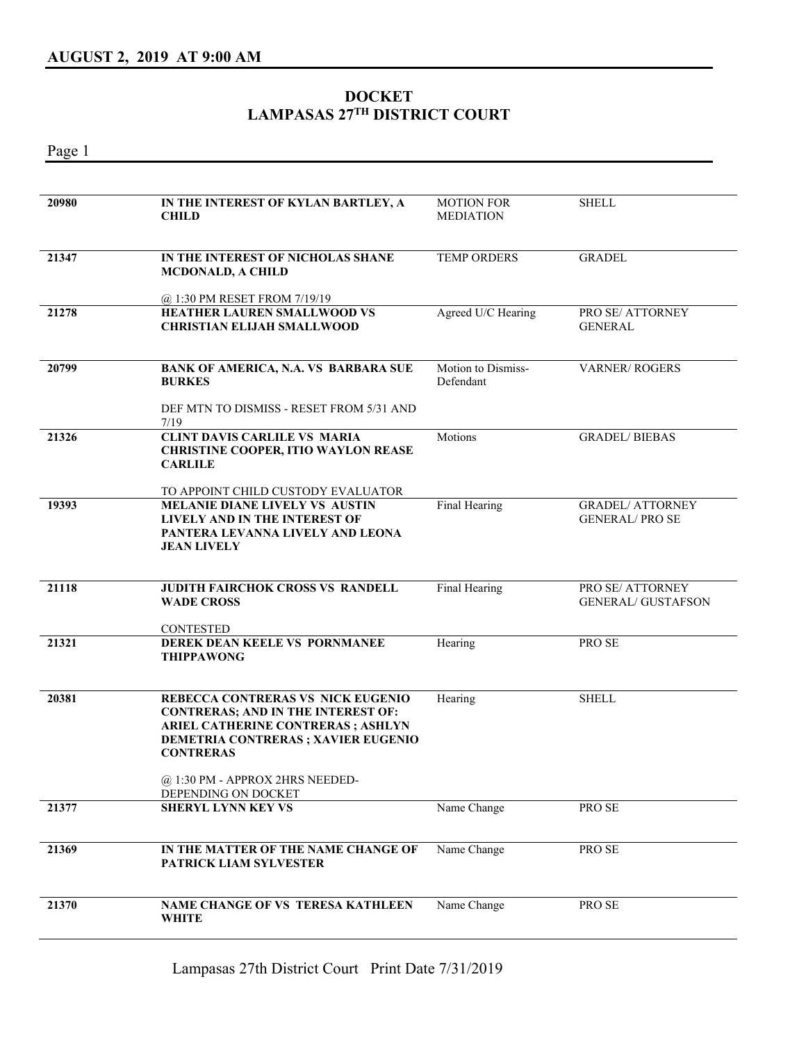## AUGUST 2, 2019 AT 9:00 AM

# DOCKET
# LAMPASAS 27TH DISTRICT COURT

| | | | |
|---|---|---|---|
| 20980 | **IN THE INTEREST OF KYLAN BARTLEY, A CHILD** | MOTION FOR MEDIATION | SHELL |
| 21347 | **IN THE INTEREST OF NICHOLAS SHANE MCDONALD, A CHILD**<br><br>@ 1:30 PM RESET FROM 7/19/19 | TEMP ORDERS | GRADEL |
| 21278 | **HEATHER LAUREN SMALLWOOD VS CHRISTIAN ELIJAH SMALLWOOD** | Agreed U/C Hearing | PRO SE/ ATTORNEY GENERAL |
| 20799 | **BANK OF AMERICA, N.A. VS BARBARA SUE BURKES**<br><br>DEF MTN TO DISMISS - RESET FROM 5/31 AND 7/19 | Motion to Dismiss-Defendant | VARNER/ ROGERS |
| 21326 | **CLINT DAVIS CARLILE VS MARIA CHRISTINE COOPER, ITIO WAYLON REASE CARLILE**<br><br>TO APPOINT CHILD CUSTODY EVALUATOR | Motions | GRADEL/ BIEBAS |
| 19393 | **MELANIE DIANE LIVELY VS AUSTIN LIVELY AND IN THE INTEREST OF PANTERA LEVANNA LIVELY AND LEONA JEAN LIVELY** | Final Hearing | GRADEL/ ATTORNEY GENERAL/ PRO SE |
| 21118 | **JUDITH FAIRCHOK CROSS VS RANDELL WADE CROSS**<br><br>CONTESTED | Final Hearing | PRO SE/ ATTORNEY GENERAL/ GUSTAFSON |
| 21321 | **DEREK DEAN KEELE VS PORNMANEE THIPPAWONG** | Hearing | PRO SE |
| 20381 | **REBECCA CONTRERAS VS NICK EUGENIO CONTRERAS; AND IN THE INTEREST OF: ARIEL CATHERINE CONTRERAS ; ASHLYN DEMETRIA CONTRERAS ; XAVIER EUGENIO CONTRERAS**<br><br>@ 1:30 PM - APPROX 2HRS NEEDED-DEPENDING ON DOCKET | Hearing | SHELL |
| 21377 | **SHERYL LYNN KEY VS** | Name Change | PRO SE |
| 21369 | **IN THE MATTER OF THE NAME CHANGE OF PATRICK LIAM SYLVESTER** | Name Change | PRO SE |
| 21370 | **NAME CHANGE OF VS TERESA KATHLEEN WHITE** | Name Change | PRO SE |

Lampasas 27th District Court Print Date 7/31/2019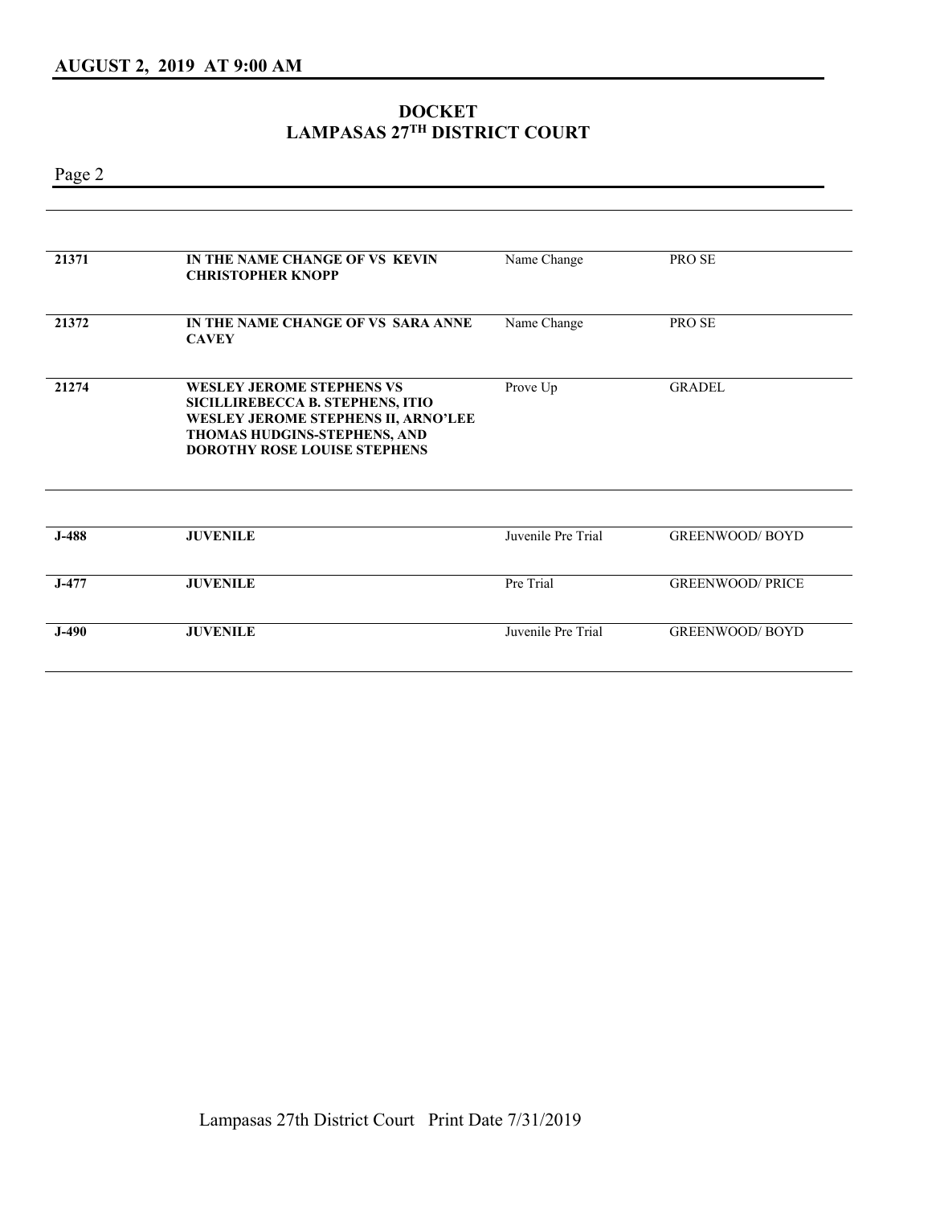**AUGUST 2, 2019 AT 9:00 AM**

## DOCKET
## LAMPASAS 27[TH] DISTRICT COURT

| | | | |
|---|---|---|---|
| **21371** | **IN THE NAME CHANGE OF VS KEVIN CHRISTOPHER KNOPP** | Name Change | PRO SE |
| **21372** | **IN THE NAME CHANGE OF VS SARA ANNE CAVEY** | Name Change | PRO SE |
| **21274** | **WESLEY JEROME STEPHENS VS SICILLIREBECCA B. STEPHENS, ITIO WESLEY JEROME STEPHENS II, ARNO'LEE THOMAS HUDGINS-STEPHENS, AND DOROTHY ROSE LOUISE STEPHENS** | Prove Up | GRADEL |
| **J-488** | **JUVENILE** | Juvenile Pre Trial | GREENWOOD/ BOYD |
| **J-477** | **JUVENILE** | Pre Trial | GREENWOOD/ PRICE |
| **J-490** | **JUVENILE** | Juvenile Pre Trial | GREENWOOD/ BOYD |

Lampasas 27th District Court Print Date 7/31/2019